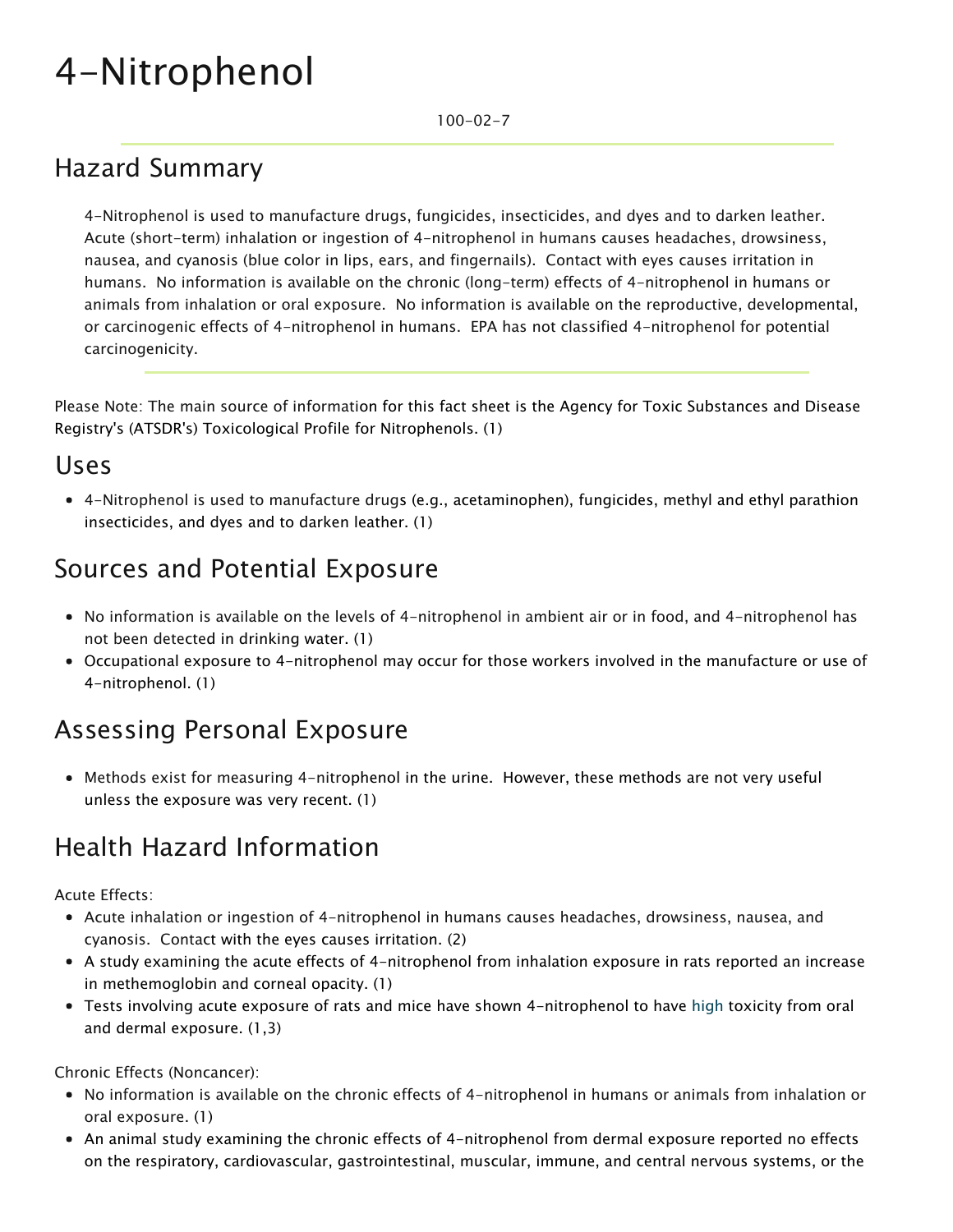# 4-Nitrophenol

100-02-7

## Hazard Summary

4-Nitrophenol is used to manufacture drugs, fungicides, insecticides, and dyes and to darken leather. Acute (short-term) inhalation or ingestion of 4-nitrophenol in humans causes headaches, drowsiness, nausea, and cyanosis (blue color in lips, ears, and fingernails). Contact with eyes causes irritation in humans. No information is available on the chronic (long-term) effects of 4-nitrophenol in humans or animals from inhalation or oral exposure. No information is available on the reproductive, developmental, or carcinogenic effects of 4-nitrophenol in humans. EPA has not classified 4-nitrophenol for potential carcinogenicity.

Please Note: The main source of information for this fact sheet is the Agency for Toxic Substances and Disease Registry's (ATSDR's) Toxicological Profile for Nitrophenols. (1)

## Uses

- 4-Nitrophenol is used to manufacture drugs (e.g., acetaminophen), fungicides, methyl and ethyl parathion insecticides, and dyes and to darken leather. (1)

## Sources and Potential Exposure

- No information is available on the levels of 4-nitrophenol in ambient air or in food, and 4-nitrophenol has not been detected in drinking water. (1)
- Occupational exposure to 4-nitrophenol may occur for those workers involved in the manufacture or use of 4-nitrophenol. (1)

## Assessing Personal Exposure

- Methods exist for measuring 4-nitrophenol in the urine. However, these methods are not very useful unless the exposure was very recent. (1)

## Health Hazard Information

Acute Effects:

- Acute inhalation or ingestion of 4-nitrophenol in humans causes headaches, drowsiness, nausea, and cyanosis. Contact with the eyes causes irritation. (2)
- A study examining the acute effects of 4-nitrophenol from inhalation exposure in rats reported an increase in methemoglobin and corneal opacity. (1)
- Tests involving acute exposure of rats and mice have shown 4-nitrophenol to have high toxicity from oral and dermal exposure. (1,3)

Chronic Effects (Noncancer):

- No information is available on the chronic effects of 4-nitrophenol in humans or animals from inhalation or oral exposure. (1)
- An animal study examining the chronic effects of 4-nitrophenol from dermal exposure reported no effects on the respiratory, cardiovascular, gastrointestinal, muscular, immune, and central nervous systems, or the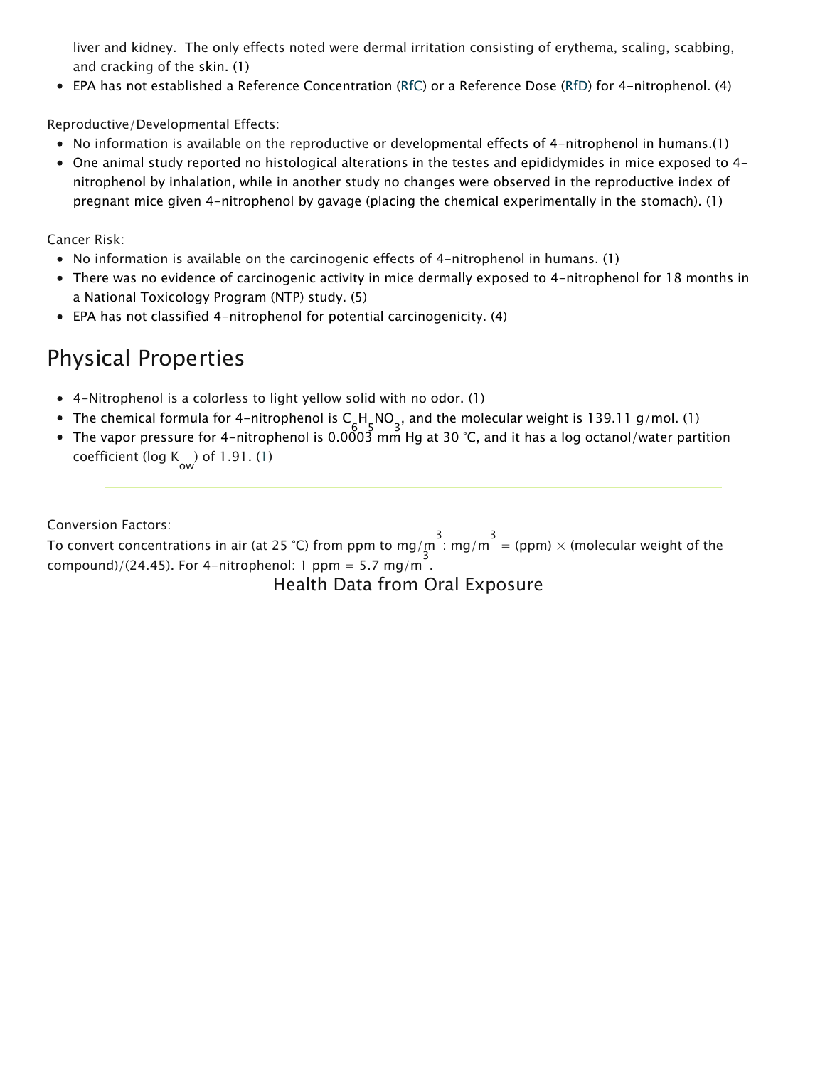liver and kidney. The only effects noted were dermal irritation consisting of erythema, scaling, scabbing, and cracking of the skin. (1)

- EPA has not established a Reference Concentration (RfC) or a Reference Dose (RfD) for 4-nitrophenol. (4)

Reproductive/Developmental Effects:

- No information is available on the reproductive or developmental effects of 4-nitrophenol in humans.(1)
- One animal study reported no histological alterations in the testes and epididymides in mice exposed to 4-nitrophenol by inhalation, while in another study no changes were observed in the reproductive index of pregnant mice given 4-nitrophenol by gavage (placing the chemical experimentally in the stomach). (1)

Cancer Risk:

- No information is available on the carcinogenic effects of 4-nitrophenol in humans. (1)
- There was no evidence of carcinogenic activity in mice dermally exposed to 4-nitrophenol for 18 months in a National Toxicology Program (NTP) study. (5)
- EPA has not classified 4-nitrophenol for potential carcinogenicity. (4)

## Physical Properties

- 4-Nitrophenol is a colorless to light yellow solid with no odor. (1)
- The chemical formula for 4-nitrophenol is $C_6H_5NO_3$, and the molecular weight is 139.11 g/mol. (1)
- The vapor pressure for 4-nitrophenol is 0.0003 mm Hg at 30 °C, and it has a log octanol/water partition coefficient (log $K_{ow}$) of 1.91. (1)

---

Conversion Factors:
To convert concentrations in air (at 25 °C) from ppm to mg/m$^3$: mg/m$^3$ = (ppm) × (molecular weight of the compound)/(24.45). For 4-nitrophenol: 1 ppm = 5.7 mg/m$^3$.

Health Data from Oral Exposure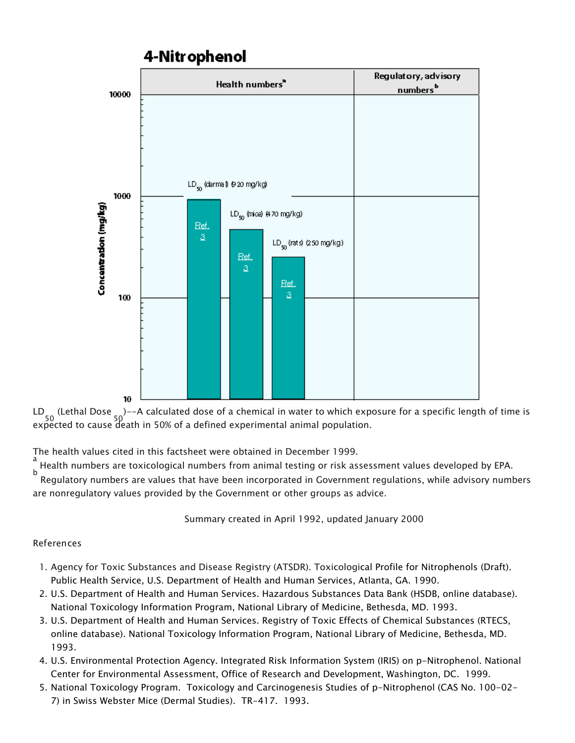## 4-Nitrophenol

Health numbers[a]

Regulatory, advisory numbers[b]

Concentration (mg/kg)

10000

1000

100

10

$LD_{50}$ (dermal) (920 mg/kg)

Ref. 3

$LD_{50}$ (mice) (470 mg/kg)

Ref. 3

$LD_{50}$ (rats) (250 mg/kg)

Ref. 3

$LD_{50}$ (Lethal Dose $_{50}$)--A calculated dose of a chemical in water to which exposure for a specific length of time is expected to cause death in 50% of a defined experimental animal population.

The health values cited in this factsheet were obtained in December 1999.

[a] Health numbers are toxicological numbers from animal testing or risk assessment values developed by EPA.

[b] Regulatory numbers are values that have been incorporated in Government regulations, while advisory numbers are nonregulatory values provided by the Government or other groups as advice.

Summary created in April 1992, updated January 2000

References

1. Agency for Toxic Substances and Disease Registry (ATSDR). Toxicological Profile for Nitrophenols (Draft). Public Health Service, U.S. Department of Health and Human Services, Atlanta, GA. 1990.
2. U.S. Department of Health and Human Services. Hazardous Substances Data Bank (HSDB, online database). National Toxicology Information Program, National Library of Medicine, Bethesda, MD. 1993.
3. U.S. Department of Health and Human Services. Registry of Toxic Effects of Chemical Substances (RTECS, online database). National Toxicology Information Program, National Library of Medicine, Bethesda, MD. 1993.
4. U.S. Environmental Protection Agency. Integrated Risk Information System (IRIS) on p-Nitrophenol. National Center for Environmental Assessment, Office of Research and Development, Washington, DC. 1999.
5. National Toxicology Program. Toxicology and Carcinogenesis Studies of p-Nitrophenol (CAS No. 100-02-7) in Swiss Webster Mice (Dermal Studies). TR-417. 1993.